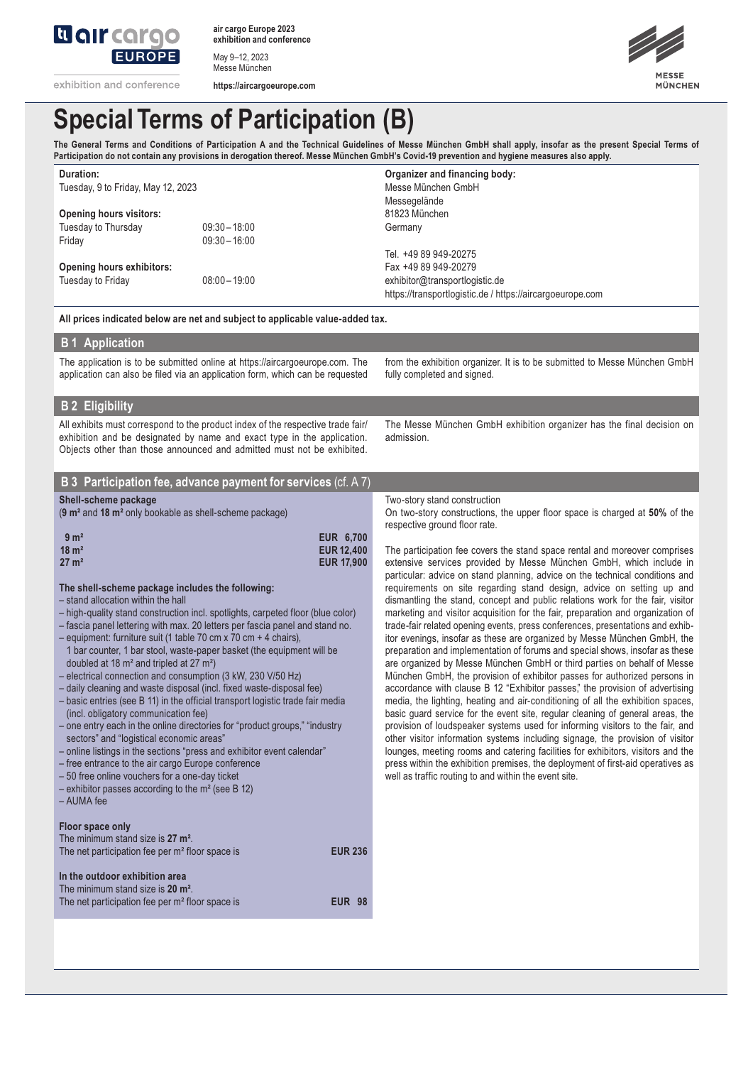air cargo Europe 2023
exhibition and conference
May 9–12, 2023
Messe München
https://aircargoeurope.com

# Special Terms of Participation (B)

**The General Terms and Conditions of Participation A and the Technical Guidelines of Messe München GmbH shall apply, insofar as the present Special Terms of Participation do not contain any provisions in derogation thereof. Messe München GmbH's Covid-19 prevention and hygiene measures also apply.**

**Duration:**
Tuesday, 9 to Friday, May 12, 2023

**Opening hours visitors:**

| | |
|---|---|
| Tuesday to Thursday | 09:30 – 18:00 |
| Friday | 09:30 – 16:00 |

**Opening hours exhibitors:**

| | |
|---|---|
| Tuesday to Friday | 08:00 – 19:00 |

**Organizer and financing body:**
Messe München GmbH
Messegelände
81823 München
Germany

Tel. +49 89 949-20275
Fax +49 89 949-20279
exhibitor@transportlogistic.de
https://transportlogistic.de / https://aircargoeurope.com

**All prices indicated below are net and subject to applicable value-added tax.**

## B 1 Application

The application is to be submitted online at https://aircargoeurope.com. The application can also be filed via an application form, which can be requested from the exhibition organizer. It is to be submitted to Messe München GmbH fully completed and signed.

## B 2 Eligibility

All exhibits must correspond to the product index of the respective trade fair/ exhibition and be designated by name and exact type in the application. Objects other than those announced and admitted must not be exhibited.

The Messe München GmbH exhibition organizer has the final decision on admission.

## B 3 Participation fee, advance payment for services (cf. A 7)

**Shell-scheme package**
(**9 m²** and **18 m²** only bookable as shell-scheme package)

| | |
|---|---|
| **9 m²** | **EUR 6,700** |
| **18 m²** | **EUR 12,400** |
| **27 m²** | **EUR 17,900** |

**The shell-scheme package includes the following:**

– stand allocation within the hall
– high-quality stand construction incl. spotlights, carpeted floor (blue color)
– fascia panel lettering with max. 20 letters per fascia panel and stand no.
– equipment: furniture suit (1 table 70 cm x 70 cm + 4 chairs), 1 bar counter, 1 bar stool, waste-paper basket (the equipment will be doubled at 18 m² and tripled at 27 m²)
– electrical connection and consumption (3 kW, 230 V/50 Hz)
– daily cleaning and waste disposal (incl. fixed waste-disposal fee)
– basic entries (see B 11) in the official transport logistic trade fair media (incl. obligatory communication fee)
– one entry each in the online directories for "product groups," "industry sectors" and "logistical economic areas"
– online listings in the sections "press and exhibitor event calendar"
– free entrance to the air cargo Europe conference
– 50 free online vouchers for a one-day ticket
– exhibitor passes according to the m² (see B 12)
– AUMA fee

**Floor space only**
The minimum stand size is **27 m²**.
The net participation fee per m² floor space is **EUR 236**

**In the outdoor exhibition area**
The minimum stand size is **20 m²**.
The net participation fee per m² floor space is **EUR 98**

Two-story stand construction
On two-story constructions, the upper floor space is charged at **50%** of the respective ground floor rate.

The participation fee covers the stand space rental and moreover comprises extensive services provided by Messe München GmbH, which include in particular: advice on stand planning, advice on the technical conditions and requirements on site regarding stand design, advice on setting up and dismantling the stand, concept and public relations work for the fair, visitor marketing and visitor acquisition for the fair, preparation and organization of trade-fair related opening events, press conferences, presentations and exhibitor evenings, insofar as these are organized by Messe München GmbH, the preparation and implementation of forums and special shows, insofar as these are organized by Messe München GmbH or third parties on behalf of Messe München GmbH, the provision of exhibitor passes for authorized persons in accordance with clause B 12 "Exhibitor passes," the provision of advertising media, the lighting, heating and air-conditioning of all the exhibition spaces, basic guard service for the event site, regular cleaning of general areas, the provision of loudspeaker systems used for informing visitors to the fair, and other visitor information systems including signage, the provision of visitor lounges, meeting rooms and catering facilities for exhibitors, visitors and the press within the exhibition premises, the deployment of first-aid operatives as well as traffic routing to and within the event site.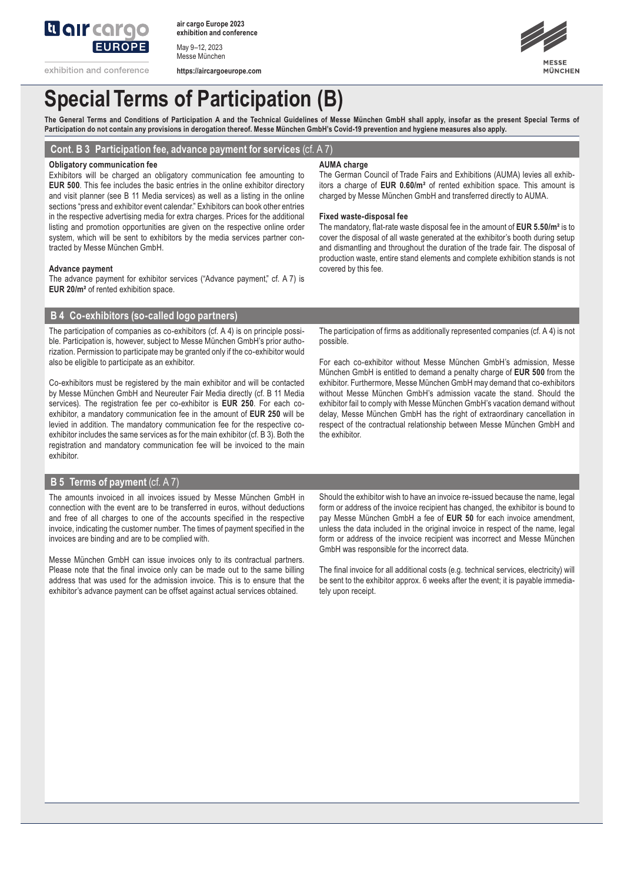# Special Terms of Participation (B)

**The General Terms and Conditions of Participation A and the Technical Guidelines of Messe München GmbH shall apply, insofar as the present Special Terms of Participation do not contain any provisions in derogation thereof. Messe München GmbH's Covid-19 prevention and hygiene measures also apply.**

## Cont. B 3 Participation fee, advance payment for services (cf. A 7)

**Obligatory communication fee**

Exhibitors will be charged an obligatory communication fee amounting to **EUR 500**. This fee includes the basic entries in the online exhibitor directory and visit planner (see B 11 Media services) as well as a listing in the online sections "press and exhibitor event calendar." Exhibitors can book other entries in the respective advertising media for extra charges. Prices for the additional listing and promotion opportunities are given on the respective online order system, which will be sent to exhibitors by the media services partner contracted by Messe München GmbH.

**Advance payment**

The advance payment for exhibitor services ("Advance payment," cf. A 7) is **EUR 20/m²** of rented exhibition space.

**AUMA charge**

The German Council of Trade Fairs and Exhibitions (AUMA) levies all exhibitors a charge of **EUR 0.60/m²** of rented exhibition space. This amount is charged by Messe München GmbH and transferred directly to AUMA.

**Fixed waste-disposal fee**

The mandatory, flat-rate waste disposal fee in the amount of **EUR 5.50/m²** is to cover the disposal of all waste generated at the exhibitor's booth during setup and dismantling and throughout the duration of the trade fair. The disposal of production waste, entire stand elements and complete exhibition stands is not covered by this fee.

## B 4 Co-exhibitors (so-called logo partners)

The participation of companies as co-exhibitors (cf. A 4) is on principle possible. Participation is, however, subject to Messe München GmbH's prior authorization. Permission to participate may be granted only if the co-exhibitor would also be eligible to participate as an exhibitor.

Co-exhibitors must be registered by the main exhibitor and will be contacted by Messe München GmbH and Neureuter Fair Media directly (cf. B 11 Media services). The registration fee per co-exhibitor is **EUR 250**. For each co-exhibitor, a mandatory communication fee in the amount of **EUR 250** will be levied in addition. The mandatory communication fee for the respective co-exhibitor includes the same services as for the main exhibitor (cf. B 3). Both the registration and mandatory communication fee will be invoiced to the main exhibitor.

The participation of firms as additionally represented companies (cf. A 4) is not possible.

For each co-exhibitor without Messe München GmbH's admission, Messe München GmbH is entitled to demand a penalty charge of **EUR 500** from the exhibitor. Furthermore, Messe München GmbH may demand that co-exhibitors without Messe München GmbH's admission vacate the stand. Should the exhibitor fail to comply with Messe München GmbH's vacation demand without delay, Messe München GmbH has the right of extraordinary cancellation in respect of the contractual relationship between Messe München GmbH and the exhibitor.

## B 5 Terms of payment (cf. A 7)

The amounts invoiced in all invoices issued by Messe München GmbH in connection with the event are to be transferred in euros, without deductions and free of all charges to one of the accounts specified in the respective invoice, indicating the customer number. The times of payment specified in the invoices are binding and are to be complied with.

Messe München GmbH can issue invoices only to its contractual partners. Please note that the final invoice only can be made out to the same billing address that was used for the admission invoice. This is to ensure that the exhibitor's advance payment can be offset against actual services obtained.

Should the exhibitor wish to have an invoice re-issued because the name, legal form or address of the invoice recipient has changed, the exhibitor is bound to pay Messe München GmbH a fee of **EUR 50** for each invoice amendment, unless the data included in the original invoice in respect of the name, legal form or address of the invoice recipient was incorrect and Messe München GmbH was responsible for the incorrect data.

The final invoice for all additional costs (e.g. technical services, electricity) will be sent to the exhibitor approx. 6 weeks after the event; it is payable immediately upon receipt.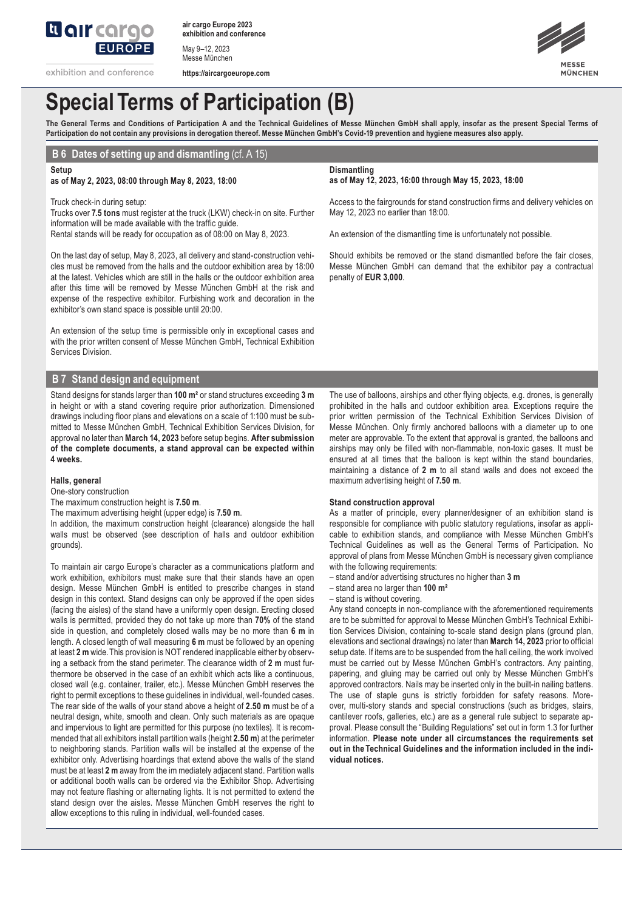# Special Terms of Participation (B)

**The General Terms and Conditions of Participation A and the Technical Guidelines of Messe München GmbH shall apply, insofar as the present Special Terms of Participation do not contain any provisions in derogation thereof. Messe München GmbH's Covid-19 prevention and hygiene measures also apply.**

## B 6 Dates of setting up and dismantling (cf. A 15)

**Setup**
**as of May 2, 2023, 08:00 through May 8, 2023, 18:00**

Truck check-in during setup:
Trucks over **7.5 tons** must register at the truck (LKW) check-in on site. Further information will be made available with the traffic guide.
Rental stands will be ready for occupation as of 08:00 on May 8, 2023.

On the last day of setup, May 8, 2023, all delivery and stand-construction vehicles must be removed from the halls and the outdoor exhibition area by 18:00 at the latest. Vehicles which are still in the halls or the outdoor exhibition area after this time will be removed by Messe München GmbH at the risk and expense of the respective exhibitor. Furbishing work and decoration in the exhibitor's own stand space is possible until 20:00.

An extension of the setup time is permissible only in exceptional cases and with the prior written consent of Messe München GmbH, Technical Exhibition Services Division.

**Dismantling**
**as of May 12, 2023, 16:00 through May 15, 2023, 18:00**

Access to the fairgrounds for stand construction firms and delivery vehicles on May 12, 2023 no earlier than 18:00.

An extension of the dismantling time is unfortunately not possible.

Should exhibits be removed or the stand dismantled before the fair closes, Messe München GmbH can demand that the exhibitor pay a contractual penalty of **EUR 3,000**.

## B 7 Stand design and equipment

Stand designs for stands larger than **100 m²** or stand structures exceeding **3 m** in height or with a stand covering require prior authorization. Dimensioned drawings including floor plans and elevations on a scale of 1:100 must be submitted to Messe München GmbH, Technical Exhibition Services Division, for approval no later than **March 14, 2023** before setup begins. **After submission of the complete documents, a stand approval can be expected within 4 weeks.**

**Halls, general**

One-story construction
The maximum construction height is **7.50 m**.
The maximum advertising height (upper edge) is **7.50 m**.
In addition, the maximum construction height (clearance) alongside the hall walls must be observed (see description of halls and outdoor exhibition grounds).

To maintain air cargo Europe's character as a communications platform and work exhibition, exhibitors must make sure that their stands have an open design. Messe München GmbH is entitled to prescribe changes in stand design in this context. Stand designs can only be approved if the open sides (facing the aisles) of the stand have a uniformly open design. Erecting closed walls is permitted, provided they do not take up more than **70%** of the stand side in question, and completely closed walls may be no more than **6 m** in length. A closed length of wall measuring **6 m** must be followed by an opening at least **2 m** wide. This provision is NOT rendered inapplicable either by observing a setback from the stand perimeter. The clearance width of **2 m** must furthermore be observed in the case of an exhibit which acts like a continuous, closed wall (e.g. container, trailer, etc.). Messe München GmbH reserves the right to permit exceptions to these guidelines in individual, well-founded cases. The rear side of the walls of your stand above a height of **2.50 m** must be of a neutral design, white, smooth and clean. Only such materials as are opaque and impervious to light are permitted for this purpose (no textiles). It is recommended that all exhibitors install partition walls (height **2.50 m**) at the perimeter to neighboring stands. Partition walls will be installed at the expense of the exhibitor only. Advertising hoardings that extend above the walls of the stand must be at least **2 m** away from the im mediately adjacent stand. Partition walls or additional booth walls can be ordered via the Exhibitor Shop. Advertising may not feature flashing or alternating lights. It is not permitted to extend the stand design over the aisles. Messe München GmbH reserves the right to allow exceptions to this ruling in individual, well-founded cases.

The use of balloons, airships and other flying objects, e.g. drones, is generally prohibited in the halls and outdoor exhibition area. Exceptions require the prior written permission of the Technical Exhibition Services Division of Messe München. Only firmly anchored balloons with a diameter up to one meter are approvable. To the extent that approval is granted, the balloons and airships may only be filled with non-flammable, non-toxic gases. It must be ensured at all times that the balloon is kept within the stand boundaries, maintaining a distance of **2 m** to all stand walls and does not exceed the maximum advertising height of **7.50 m**.

**Stand construction approval**

As a matter of principle, every planner/designer of an exhibition stand is responsible for compliance with public statutory regulations, insofar as applicable to exhibition stands, and compliance with Messe München GmbH's Technical Guidelines as well as the General Terms of Participation. No approval of plans from Messe München GmbH is necessary given compliance with the following requirements:

– stand and/or advertising structures no higher than **3 m**
– stand area no larger than **100 m²**
– stand is without covering.

Any stand concepts in non-compliance with the aforementioned requirements are to be submitted for approval to Messe München GmbH's Technical Exhibition Services Division, containing to-scale stand design plans (ground plan, elevations and sectional drawings) no later than **March 14, 2023** prior to official setup date. If items are to be suspended from the hall ceiling, the work involved must be carried out by Messe München GmbH's contractors. Any painting, papering, and gluing may be carried out only by Messe München GmbH's approved contractors. Nails may be inserted only in the built-in nailing battens. The use of staple guns is strictly forbidden for safety reasons. Moreover, multi-story stands and special constructions (such as bridges, stairs, cantilever roofs, galleries, etc.) are as a general rule subject to separate approval. Please consult the "Building Regulations" set out in form 1.3 for further information. **Please note under all circumstances the requirements set out in the Technical Guidelines and the information included in the individual notices.**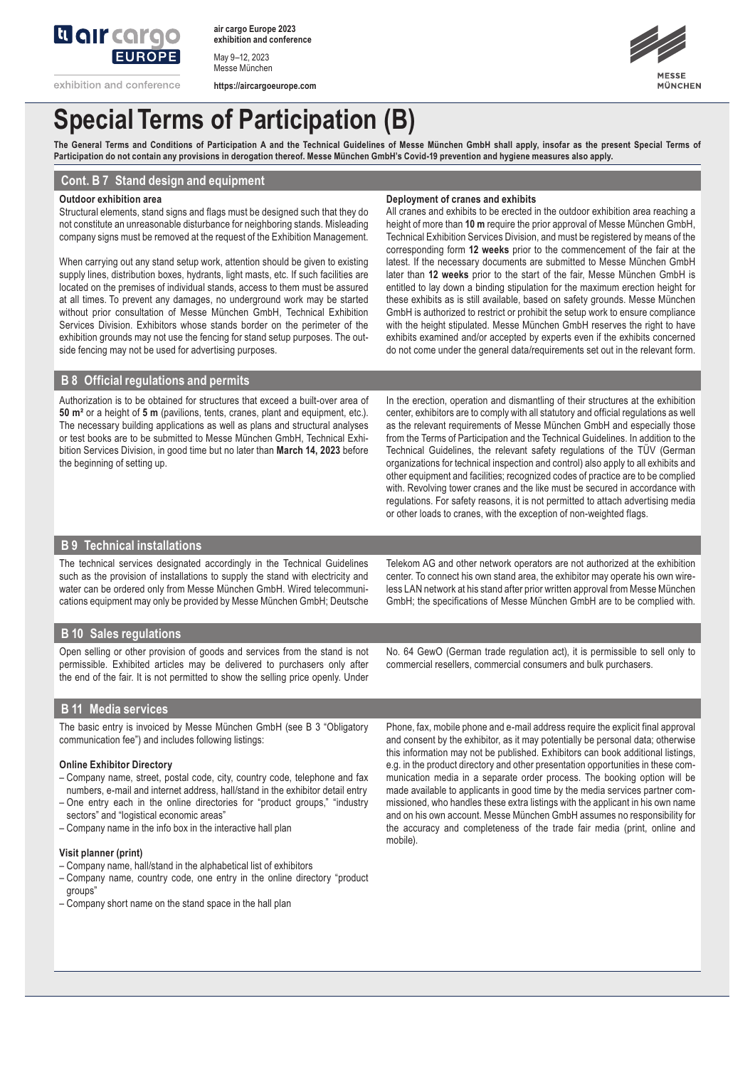# Special Terms of Participation (B)

**The General Terms and Conditions of Participation A and the Technical Guidelines of Messe München GmbH shall apply, insofar as the present Special Terms of Participation do not contain any provisions in derogation thereof. Messe München GmbH's Covid-19 prevention and hygiene measures also apply.**

## Cont. B 7 Stand design and equipment

**Outdoor exhibition area**

Structural elements, stand signs and flags must be designed such that they do not constitute an unreasonable disturbance for neighboring stands. Misleading company signs must be removed at the request of the Exhibition Management.

When carrying out any stand setup work, attention should be given to existing supply lines, distribution boxes, hydrants, light masts, etc. If such facilities are located on the premises of individual stands, access to them must be assured at all times. To prevent any damages, no underground work may be started without prior consultation of Messe München GmbH, Technical Exhibition Services Division. Exhibitors whose stands border on the perimeter of the exhibition grounds may not use the fencing for stand setup purposes. The outside fencing may not be used for advertising purposes.

**Deployment of cranes and exhibits**

All cranes and exhibits to be erected in the outdoor exhibition area reaching a height of more than **10 m** require the prior approval of Messe München GmbH, Technical Exhibition Services Division, and must be registered by means of the corresponding form **12 weeks** prior to the commencement of the fair at the latest. If the necessary documents are submitted to Messe München GmbH later than **12 weeks** prior to the start of the fair, Messe München GmbH is entitled to lay down a binding stipulation for the maximum erection height for these exhibits as is still available, based on safety grounds. Messe München GmbH is authorized to restrict or prohibit the setup work to ensure compliance with the height stipulated. Messe München GmbH reserves the right to have exhibits examined and/or accepted by experts even if the exhibits concerned do not come under the general data/requirements set out in the relevant form.

## B 8 Official regulations and permits

Authorization is to be obtained for structures that exceed a built-over area of **50 m²** or a height of **5 m** (pavilions, tents, cranes, plant and equipment, etc.). The necessary building applications as well as plans and structural analyses or test books are to be submitted to Messe München GmbH, Technical Exhibition Services Division, in good time but no later than **March 14, 2023** before the beginning of setting up.

In the erection, operation and dismantling of their structures at the exhibition center, exhibitors are to comply with all statutory and official regulations as well as the relevant requirements of Messe München GmbH and especially those from the Terms of Participation and the Technical Guidelines. In addition to the Technical Guidelines, the relevant safety regulations of the TÜV (German organizations for technical inspection and control) also apply to all exhibits and other equipment and facilities; recognized codes of practice are to be complied with. Revolving tower cranes and the like must be secured in accordance with regulations. For safety reasons, it is not permitted to attach advertising media or other loads to cranes, with the exception of non-weighted flags.

## B 9 Technical installations

The technical services designated accordingly in the Technical Guidelines such as the provision of installations to supply the stand with electricity and water can be ordered only from Messe München GmbH. Wired telecommunications equipment may only be provided by Messe München GmbH; Deutsche Telekom AG and other network operators are not authorized at the exhibition center. To connect his own stand area, the exhibitor may operate his own wireless LAN network at his stand after prior written approval from Messe München GmbH; the specifications of Messe München GmbH are to be complied with.

## B 10 Sales regulations

Open selling or other provision of goods and services from the stand is not permissible. Exhibited articles may be delivered to purchasers only after the end of the fair. It is not permitted to show the selling price openly. Under No. 64 GewO (German trade regulation act), it is permissible to sell only to commercial resellers, commercial consumers and bulk purchasers.

## B 11 Media services

The basic entry is invoiced by Messe München GmbH (see B 3 "Obligatory communication fee") and includes following listings:

**Online Exhibitor Directory**

- Company name, street, postal code, city, country code, telephone and fax numbers, e-mail and internet address, hall/stand in the exhibitor detail entry
- One entry each in the online directories for "product groups," "industry sectors" and "logistical economic areas"
- Company name in the info box in the interactive hall plan

**Visit planner (print)**

- Company name, hall/stand in the alphabetical list of exhibitors
- Company name, country code, one entry in the online directory "product groups"
- Company short name on the stand space in the hall plan

Phone, fax, mobile phone and e-mail address require the explicit final approval and consent by the exhibitor, as it may potentially be personal data; otherwise this information may not be published. Exhibitors can book additional listings, e.g. in the product directory and other presentation opportunities in these communication media in a separate order process. The booking option will be made available to applicants in good time by the media services partner commissioned, who handles these extra listings with the applicant in his own name and on his own account. Messe München GmbH assumes no responsibility for the accuracy and completeness of the trade fair media (print, online and mobile).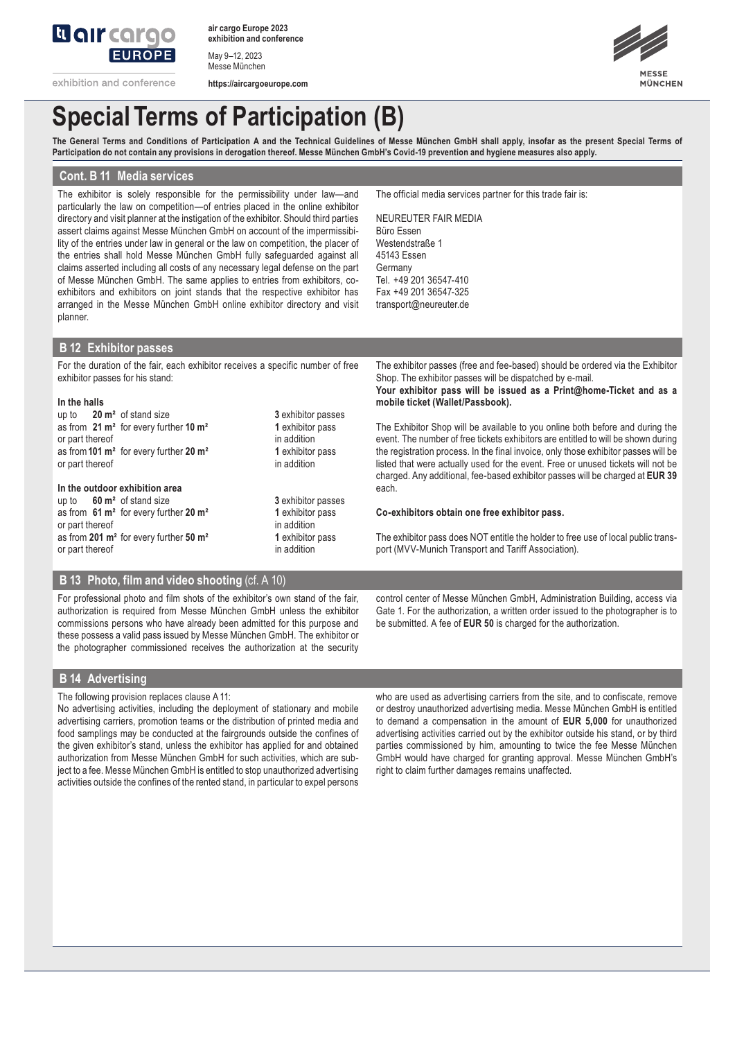# Special Terms of Participation (B)

**The General Terms and Conditions of Participation A and the Technical Guidelines of Messe München GmbH shall apply, insofar as the present Special Terms of Participation do not contain any provisions in derogation thereof. Messe München GmbH's Covid-19 prevention and hygiene measures also apply.**

## Cont. B 11 Media services

The exhibitor is solely responsible for the permissibility under law—and particularly the law on competition—of entries placed in the online exhibitor directory and visit planner at the instigation of the exhibitor. Should third parties assert claims against Messe München GmbH on account of the impermissibility of the entries under law in general or the law on competition, the placer of the entries shall hold Messe München GmbH fully safeguarded against all claims asserted including all costs of any necessary legal defense on the part of Messe München GmbH. The same applies to entries from exhibitors, co-exhibitors and exhibitors on joint stands that the respective exhibitor has arranged in the Messe München GmbH online exhibitor directory and visit planner.

The official media services partner for this trade fair is:

NEUREUTER FAIR MEDIA
Büro Essen
Westendstraße 1
45143 Essen
Germany
Tel. +49 201 36547-410
Fax +49 201 36547-325
transport@neureuter.de

## B 12 Exhibitor passes

For the duration of the fair, each exhibitor receives a specific number of free exhibitor passes for his stand:

**In the halls**

| | |
|---|---|
| up to **20 m²** of stand size | **3** exhibitor passes |
| as from **21 m²** for every further **10 m²** or part thereof | **1** exhibitor pass in addition |
| as from **101 m²** for every further **20 m²** or part thereof | **1** exhibitor pass in addition |

**In the outdoor exhibition area**

| | |
|---|---|
| up to **60 m²** of stand size | **3** exhibitor passes |
| as from **61 m²** for every further **20 m²** or part thereof | **1** exhibitor pass in addition |
| as from **201 m²** for every further **50 m²** or part thereof | **1** exhibitor pass in addition |

The exhibitor passes (free and fee-based) should be ordered via the Exhibitor Shop. The exhibitor passes will be dispatched by e-mail.
**Your exhibitor pass will be issued as a Print@home-Ticket and as a mobile ticket (Wallet/Passbook).**

The Exhibitor Shop will be available to you online both before and during the event. The number of free tickets exhibitors are entitled to will be shown during the registration process. In the final invoice, only those exhibitor passes will be listed that were actually used for the event. Free or unused tickets will not be charged. Any additional, fee-based exhibitor passes will be charged at **EUR 39** each.

**Co-exhibitors obtain one free exhibitor pass.**

The exhibitor pass does NOT entitle the holder to free use of local public transport (MVV-Munich Transport and Tariff Association).

## B 13 Photo, film and video shooting (cf. A 10)

For professional photo and film shots of the exhibitor's own stand of the fair, authorization is required from Messe München GmbH unless the exhibitor commissions persons who have already been admitted for this purpose and these possess a valid pass issued by Messe München GmbH. The exhibitor or the photographer commissioned receives the authorization at the security control center of Messe München GmbH, Administration Building, access via Gate 1. For the authorization, a written order issued to the photographer is to be submitted. A fee of **EUR 50** is charged for the authorization.

## B 14 Advertising

The following provision replaces clause A 11:
No advertising activities, including the deployment of stationary and mobile advertising carriers, promotion teams or the distribution of printed media and food samplings may be conducted at the fairgrounds outside the confines of the given exhibitor's stand, unless the exhibitor has applied for and obtained authorization from Messe München GmbH for such activities, which are subject to a fee. Messe München GmbH is entitled to stop unauthorized advertising activities outside the confines of the rented stand, in particular to expel persons who are used as advertising carriers from the site, and to confiscate, remove or destroy unauthorized advertising media. Messe München GmbH is entitled to demand a compensation in the amount of **EUR 5,000** for unauthorized advertising activities carried out by the exhibitor outside his stand, or by third parties commissioned by him, amounting to twice the fee Messe München GmbH would have charged for granting approval. Messe München GmbH's right to claim further damages remains unaffected.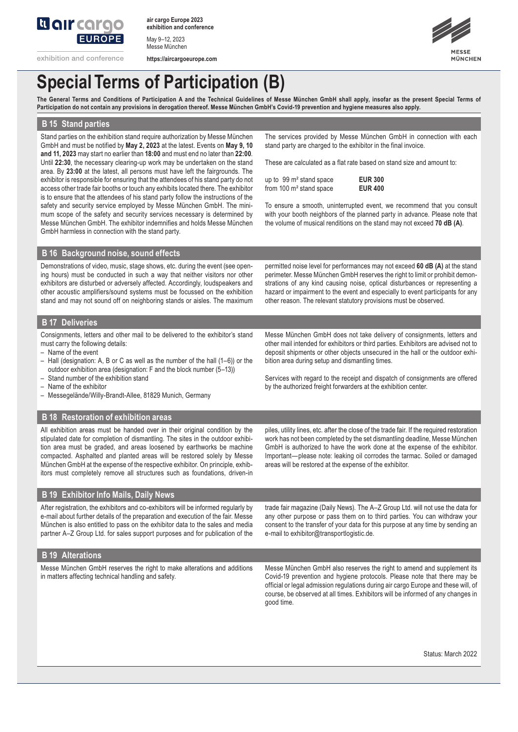# Special Terms of Participation (B)

**The General Terms and Conditions of Participation A and the Technical Guidelines of Messe München GmbH shall apply, insofar as the present Special Terms of Participation do not contain any provisions in derogation thereof. Messe München GmbH's Covid-19 prevention and hygiene measures also apply.**

## B 15 Stand parties

Stand parties on the exhibition stand require authorization by Messe München GmbH and must be notified by **May 2, 2023** at the latest. Events on **May 9, 10 and 11, 2023** may start no earlier than **18:00** and must end no later than **22:00**. Until **22:30**, the necessary clearing-up work may be undertaken on the stand area. By **23:00** at the latest, all persons must have left the fairgrounds. The exhibitor is responsible for ensuring that the attendees of his stand party do not access other trade fair booths or touch any exhibits located there. The exhibitor is to ensure that the attendees of his stand party follow the instructions of the safety and security service employed by Messe München GmbH. The minimum scope of the safety and security services necessary is determined by Messe München GmbH. The exhibitor indemnifies and holds Messe München GmbH harmless in connection with the stand party.

The services provided by Messe München GmbH in connection with each stand party are charged to the exhibitor in the final invoice.

These are calculated as a flat rate based on stand size and amount to:

| | |
|---|---|
| up to 99 m² stand space | **EUR 300** |
| from 100 m² stand space | **EUR 400** |

To ensure a smooth, uninterrupted event, we recommend that you consult with your booth neighbors of the planned party in advance. Please note that the volume of musical renditions on the stand may not exceed **70 dB (A)**.

## B 16 Background noise, sound effects

Demonstrations of video, music, stage shows, etc. during the event (see opening hours) must be conducted in such a way that neither visitors nor other exhibitors are disturbed or adversely affected. Accordingly, loudspeakers and other acoustic amplifiers/sound systems must be focussed on the exhibition stand and may not sound off on neighboring stands or aisles. The maximum permitted noise level for performances may not exceed **60 dB (A)** at the stand perimeter. Messe München GmbH reserves the right to limit or prohibit demonstrations of any kind causing noise, optical disturbances or representing a hazard or impairment to the event and especially to event participants for any other reason. The relevant statutory provisions must be observed.

## B 17 Deliveries

Consignments, letters and other mail to be delivered to the exhibitor's stand must carry the following details:

- Name of the event
- Hall (designation: A, B or C as well as the number of the hall (1–6)) or the outdoor exhibition area (designation: F and the block number (5–13))
- Stand number of the exhibition stand
- Name of the exhibitor
- Messegelände/Willy-Brandt-Allee, 81829 Munich, Germany

Messe München GmbH does not take delivery of consignments, letters and other mail intended for exhibitors or third parties. Exhibitors are advised not to deposit shipments or other objects unsecured in the hall or the outdoor exhibition area during setup and dismantling times.

Services with regard to the receipt and dispatch of consignments are offered by the authorized freight forwarders at the exhibition center.

## B 18 Restoration of exhibition areas

All exhibition areas must be handed over in their original condition by the stipulated date for completion of dismantling. The sites in the outdoor exhibition area must be graded, and areas loosened by earthworks be machine compacted. Asphalted and planted areas will be restored solely by Messe München GmbH at the expense of the respective exhibitor. On principle, exhibitors must completely remove all structures such as foundations, driven-in piles, utility lines, etc. after the close of the trade fair. If the required restoration work has not been completed by the set dismantling deadline, Messe München GmbH is authorized to have the work done at the expense of the exhibitor. Important—please note: leaking oil corrodes the tarmac. Soiled or damaged areas will be restored at the expense of the exhibitor.

## B 19 Exhibitor Info Mails, Daily News

After registration, the exhibitors and co-exhibitors will be informed regularly by e-mail about further details of the preparation and execution of the fair. Messe München is also entitled to pass on the exhibitor data to the sales and media partner A–Z Group Ltd. for sales support purposes and for publication of the trade fair magazine (Daily News). The A–Z Group Ltd. will not use the data for any other purpose or pass them on to third parties. You can withdraw your consent to the transfer of your data for this purpose at any time by sending an e-mail to exhibitor@transportlogistic.de.

## B 19 Alterations

Messe München GmbH reserves the right to make alterations and additions in matters affecting technical handling and safety.

Messe München GmbH also reserves the right to amend and supplement its Covid-19 prevention and hygiene protocols. Please note that there may be official or legal admission regulations during air cargo Europe and these will, of course, be observed at all times. Exhibitors will be informed of any changes in good time.

Status: March 2022